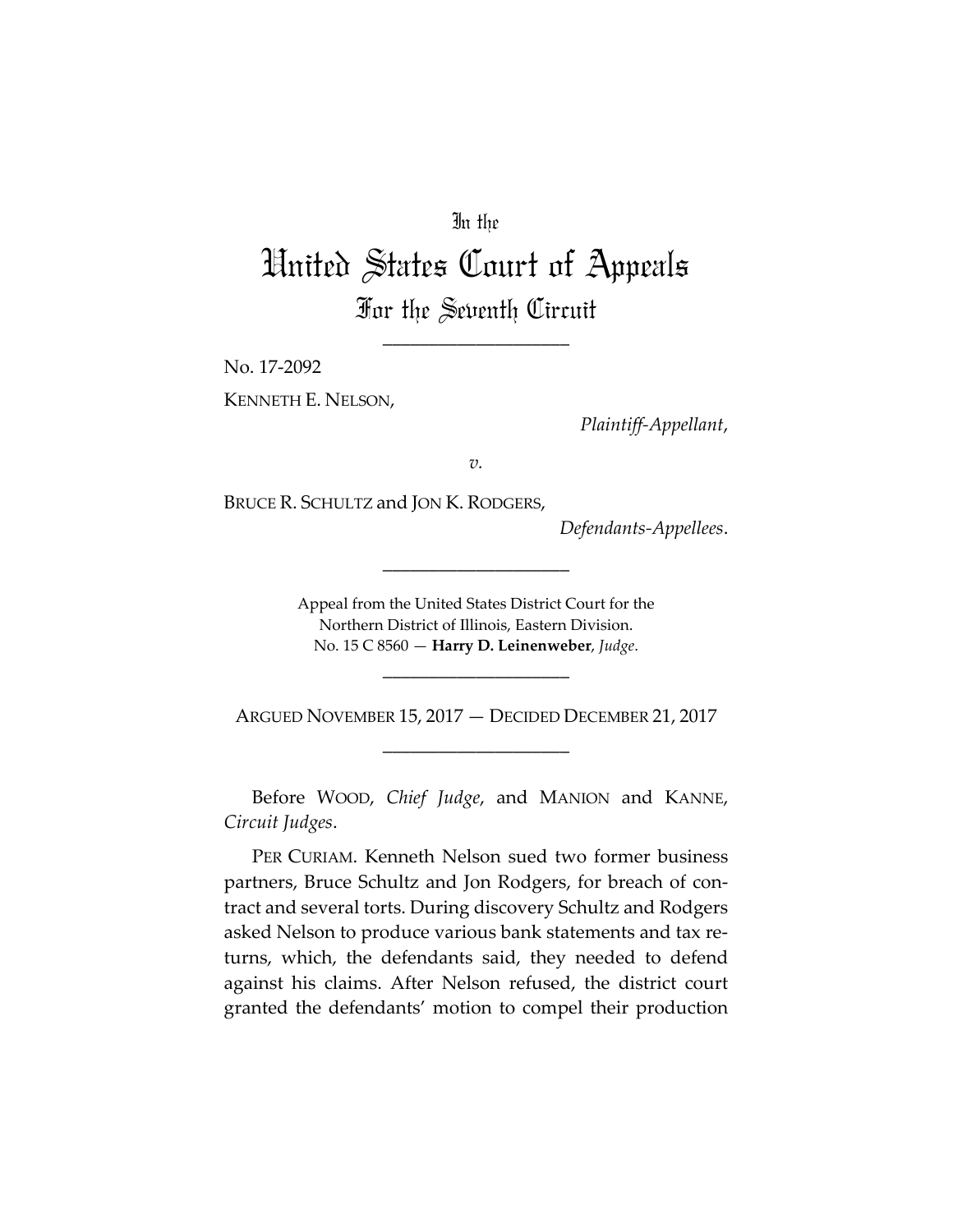In the

# United States Court of Appeals
## For the Seventh Circuit

____________________

No. 17-2092

KENNETH E. NELSON,

*Plaintiff-Appellant*,

*v.*

BRUCE R. SCHULTZ and JON K. RODGERS,

*Defendants-Appellees*.

____________________

Appeal from the United States District Court for the Northern District of Illinois, Eastern Division.
No. 15 C 8560 — **Harry D. Leinenweber**, *Judge*.

____________________

ARGUED NOVEMBER 15, 2017 — DECIDED DECEMBER 21, 2017

____________________

Before WOOD, *Chief Judge*, and MANION and KANNE, *Circuit Judges*.

PER CURIAM. Kenneth Nelson sued two former business partners, Bruce Schultz and Jon Rodgers, for breach of contract and several torts. During discovery Schultz and Rodgers asked Nelson to produce various bank statements and tax returns, which, the defendants said, they needed to defend against his claims. After Nelson refused, the district court granted the defendants' motion to compel their production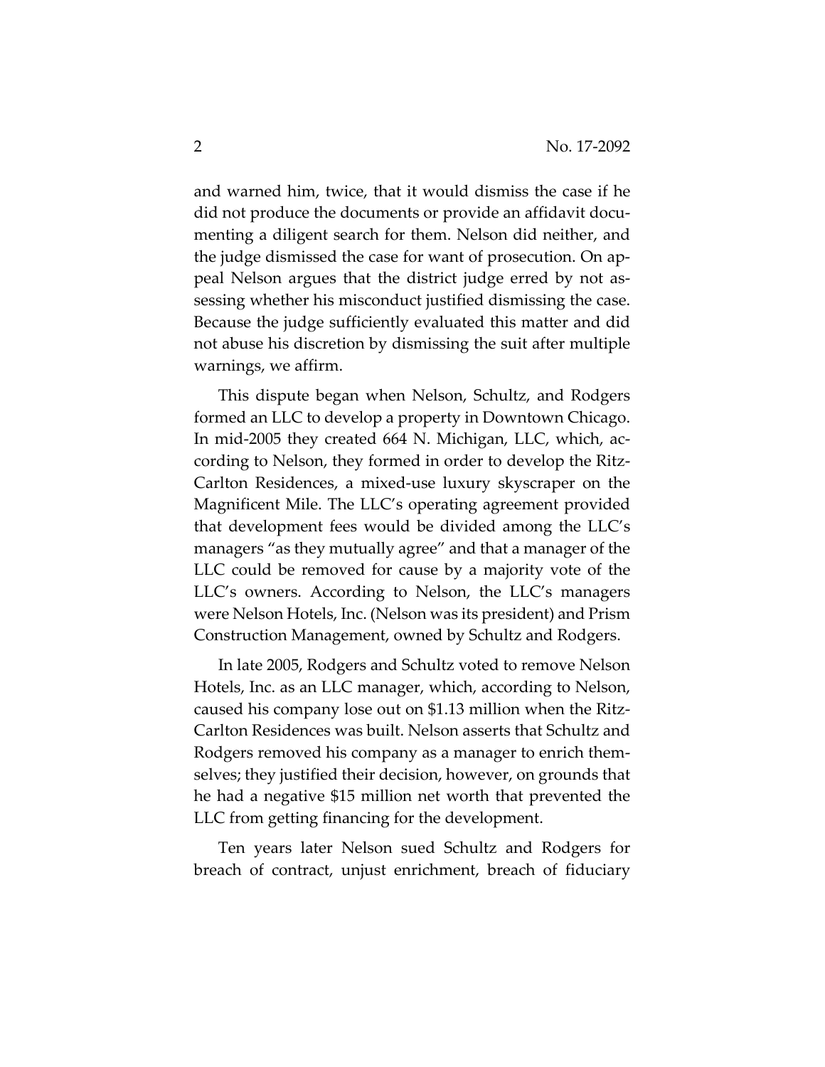and warned him, twice, that it would dismiss the case if he did not produce the documents or provide an affidavit documenting a diligent search for them. Nelson did neither, and the judge dismissed the case for want of prosecution. On appeal Nelson argues that the district judge erred by not assessing whether his misconduct justified dismissing the case. Because the judge sufficiently evaluated this matter and did not abuse his discretion by dismissing the suit after multiple warnings, we affirm.

This dispute began when Nelson, Schultz, and Rodgers formed an LLC to develop a property in Downtown Chicago. In mid-2005 they created 664 N. Michigan, LLC, which, according to Nelson, they formed in order to develop the Ritz-Carlton Residences, a mixed-use luxury skyscraper on the Magnificent Mile. The LLC's operating agreement provided that development fees would be divided among the LLC's managers "as they mutually agree" and that a manager of the LLC could be removed for cause by a majority vote of the LLC's owners. According to Nelson, the LLC's managers were Nelson Hotels, Inc. (Nelson was its president) and Prism Construction Management, owned by Schultz and Rodgers.

In late 2005, Rodgers and Schultz voted to remove Nelson Hotels, Inc. as an LLC manager, which, according to Nelson, caused his company lose out on $1.13 million when the Ritz-Carlton Residences was built. Nelson asserts that Schultz and Rodgers removed his company as a manager to enrich themselves; they justified their decision, however, on grounds that he had a negative $15 million net worth that prevented the LLC from getting financing for the development.

Ten years later Nelson sued Schultz and Rodgers for breach of contract, unjust enrichment, breach of fiduciary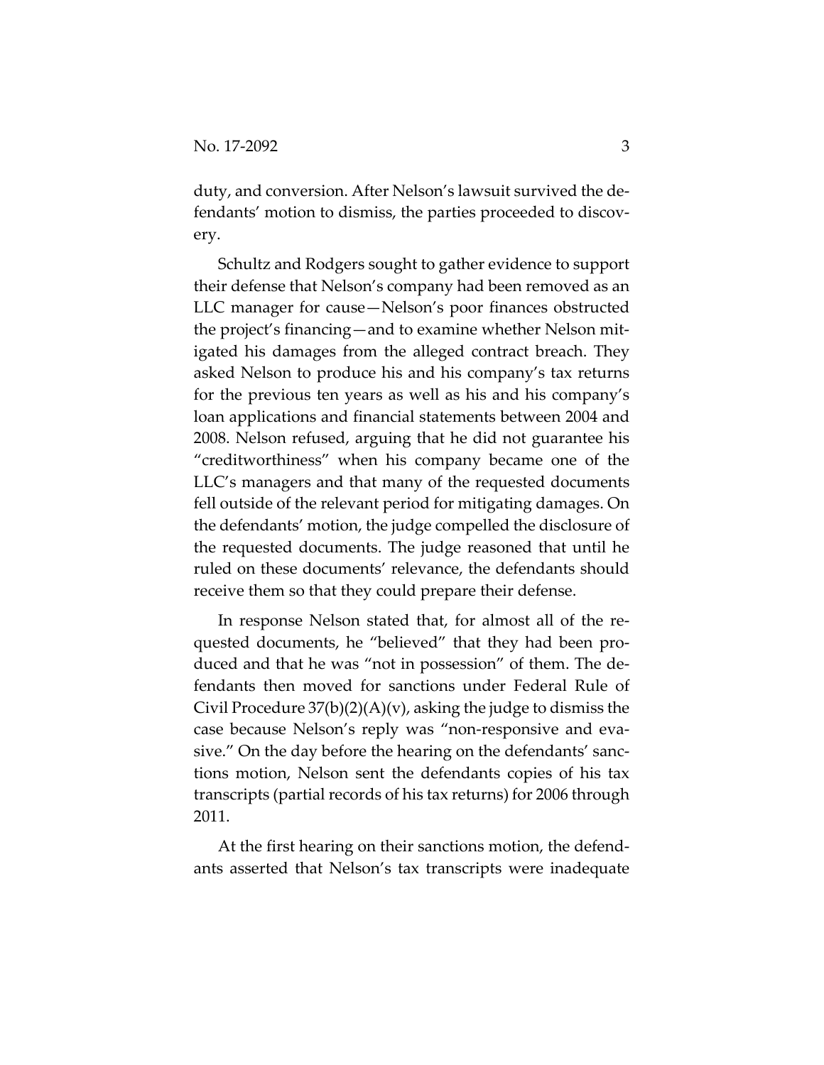duty, and conversion. After Nelson's lawsuit survived the defendants' motion to dismiss, the parties proceeded to discovery.

Schultz and Rodgers sought to gather evidence to support their defense that Nelson's company had been removed as an LLC manager for cause—Nelson's poor finances obstructed the project's financing—and to examine whether Nelson mitigated his damages from the alleged contract breach. They asked Nelson to produce his and his company's tax returns for the previous ten years as well as his and his company's loan applications and financial statements between 2004 and 2008. Nelson refused, arguing that he did not guarantee his "creditworthiness" when his company became one of the LLC's managers and that many of the requested documents fell outside of the relevant period for mitigating damages. On the defendants' motion, the judge compelled the disclosure of the requested documents. The judge reasoned that until he ruled on these documents' relevance, the defendants should receive them so that they could prepare their defense.

In response Nelson stated that, for almost all of the requested documents, he "believed" that they had been produced and that he was "not in possession" of them. The defendants then moved for sanctions under Federal Rule of Civil Procedure 37(b)(2)(A)(v), asking the judge to dismiss the case because Nelson's reply was "non-responsive and evasive." On the day before the hearing on the defendants' sanctions motion, Nelson sent the defendants copies of his tax transcripts (partial records of his tax returns) for 2006 through 2011.

At the first hearing on their sanctions motion, the defendants asserted that Nelson's tax transcripts were inadequate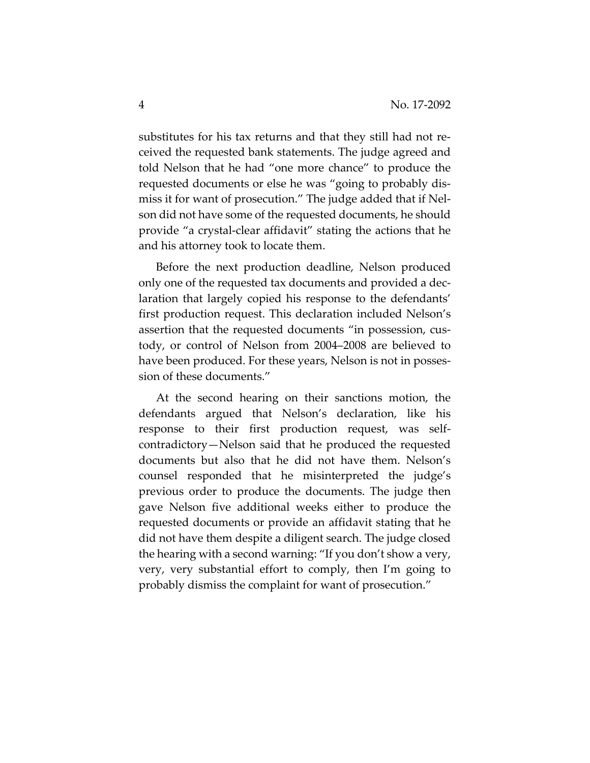substitutes for his tax returns and that they still had not received the requested bank statements. The judge agreed and told Nelson that he had "one more chance" to produce the requested documents or else he was "going to probably dismiss it for want of prosecution." The judge added that if Nelson did not have some of the requested documents, he should provide "a crystal-clear affidavit" stating the actions that he and his attorney took to locate them.

Before the next production deadline, Nelson produced only one of the requested tax documents and provided a declaration that largely copied his response to the defendants' first production request. This declaration included Nelson's assertion that the requested documents "in possession, custody, or control of Nelson from 2004–2008 are believed to have been produced. For these years, Nelson is not in possession of these documents."

At the second hearing on their sanctions motion, the defendants argued that Nelson's declaration, like his response to their first production request, was self-contradictory—Nelson said that he produced the requested documents but also that he did not have them. Nelson's counsel responded that he misinterpreted the judge's previous order to produce the documents. The judge then gave Nelson five additional weeks either to produce the requested documents or provide an affidavit stating that he did not have them despite a diligent search. The judge closed the hearing with a second warning: "If you don't show a very, very, very substantial effort to comply, then I'm going to probably dismiss the complaint for want of prosecution."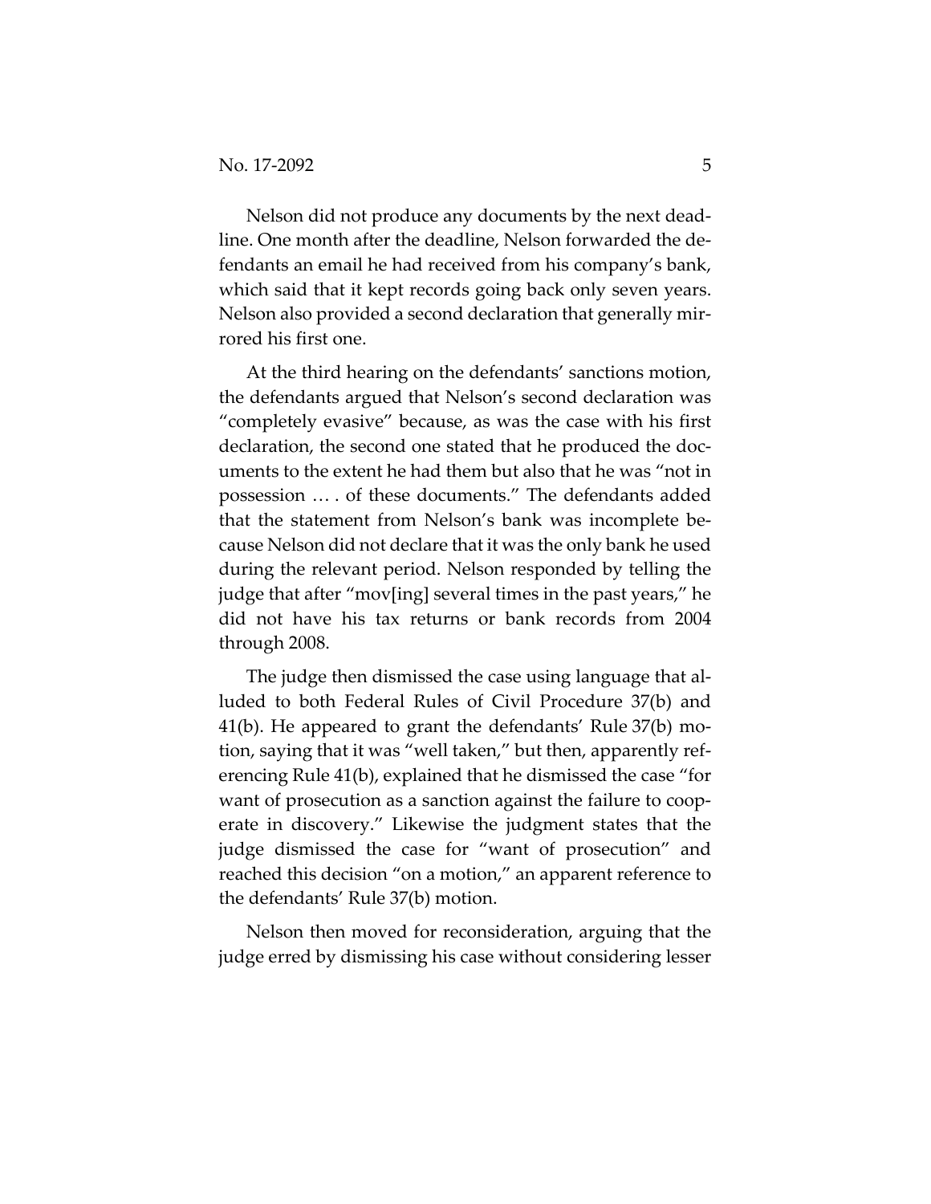Nelson did not produce any documents by the next deadline. One month after the deadline, Nelson forwarded the defendants an email he had received from his company's bank, which said that it kept records going back only seven years. Nelson also provided a second declaration that generally mirrored his first one.

At the third hearing on the defendants' sanctions motion, the defendants argued that Nelson's second declaration was "completely evasive" because, as was the case with his first declaration, the second one stated that he produced the documents to the extent he had them but also that he was "not in possession … . of these documents." The defendants added that the statement from Nelson's bank was incomplete because Nelson did not declare that it was the only bank he used during the relevant period. Nelson responded by telling the judge that after "mov[ing] several times in the past years," he did not have his tax returns or bank records from 2004 through 2008.

The judge then dismissed the case using language that alluded to both Federal Rules of Civil Procedure 37(b) and 41(b). He appeared to grant the defendants' Rule 37(b) motion, saying that it was "well taken," but then, apparently referencing Rule 41(b), explained that he dismissed the case "for want of prosecution as a sanction against the failure to cooperate in discovery." Likewise the judgment states that the judge dismissed the case for "want of prosecution" and reached this decision "on a motion," an apparent reference to the defendants' Rule 37(b) motion.

Nelson then moved for reconsideration, arguing that the judge erred by dismissing his case without considering lesser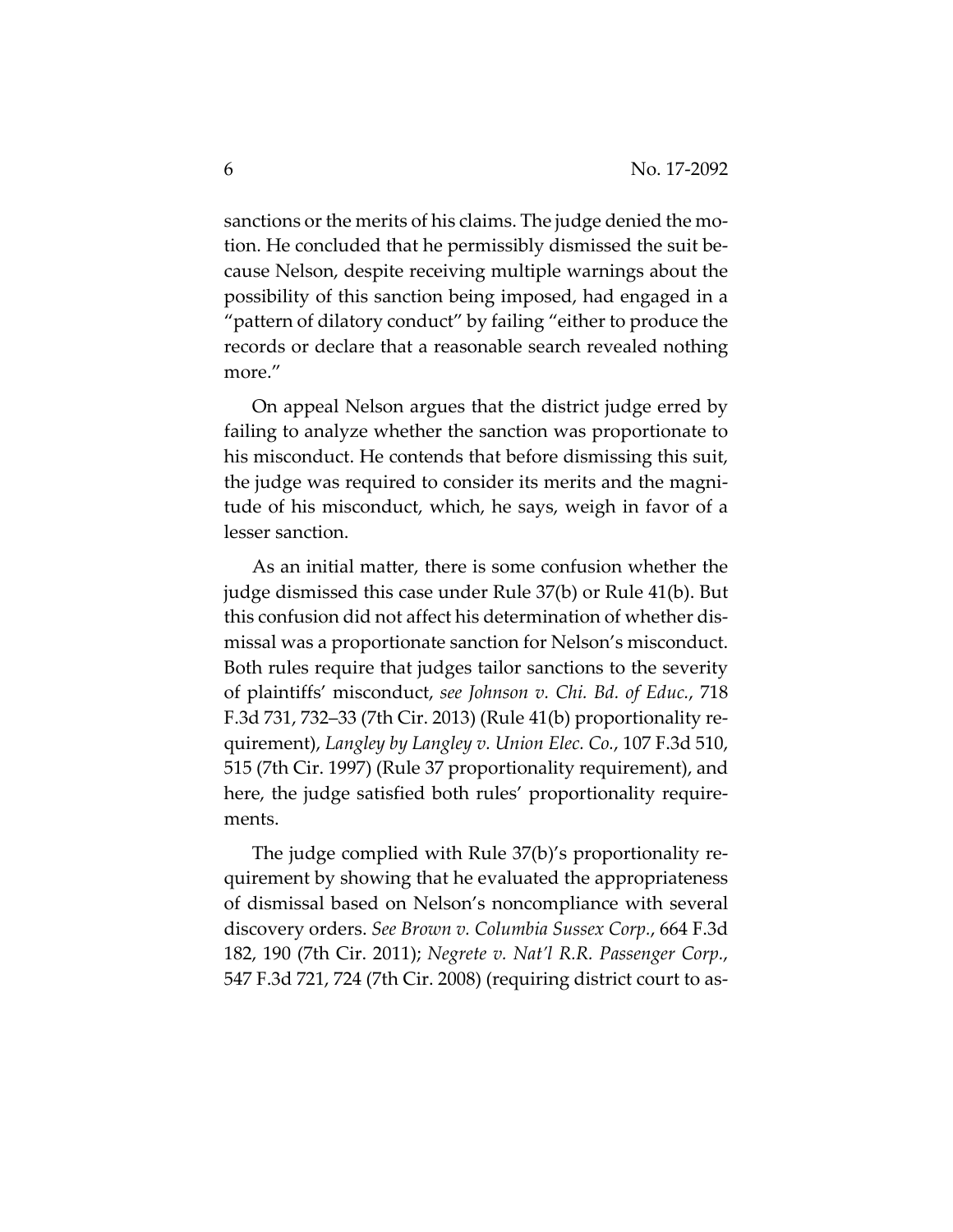sanctions or the merits of his claims. The judge denied the motion. He concluded that he permissibly dismissed the suit because Nelson, despite receiving multiple warnings about the possibility of this sanction being imposed, had engaged in a "pattern of dilatory conduct" by failing "either to produce the records or declare that a reasonable search revealed nothing more."

On appeal Nelson argues that the district judge erred by failing to analyze whether the sanction was proportionate to his misconduct. He contends that before dismissing this suit, the judge was required to consider its merits and the magnitude of his misconduct, which, he says, weigh in favor of a lesser sanction.

As an initial matter, there is some confusion whether the judge dismissed this case under Rule 37(b) or Rule 41(b). But this confusion did not affect his determination of whether dismissal was a proportionate sanction for Nelson's misconduct. Both rules require that judges tailor sanctions to the severity of plaintiffs' misconduct, *see Johnson v. Chi. Bd. of Educ.*, 718 F.3d 731, 732–33 (7th Cir. 2013) (Rule 41(b) proportionality requirement), *Langley by Langley v. Union Elec. Co.*, 107 F.3d 510, 515 (7th Cir. 1997) (Rule 37 proportionality requirement), and here, the judge satisfied both rules' proportionality requirements.

The judge complied with Rule 37(b)'s proportionality requirement by showing that he evaluated the appropriateness of dismissal based on Nelson's noncompliance with several discovery orders. *See Brown v. Columbia Sussex Corp.*, 664 F.3d 182, 190 (7th Cir. 2011); *Negrete v. Nat'l R.R. Passenger Corp.*, 547 F.3d 721, 724 (7th Cir. 2008) (requiring district court to as-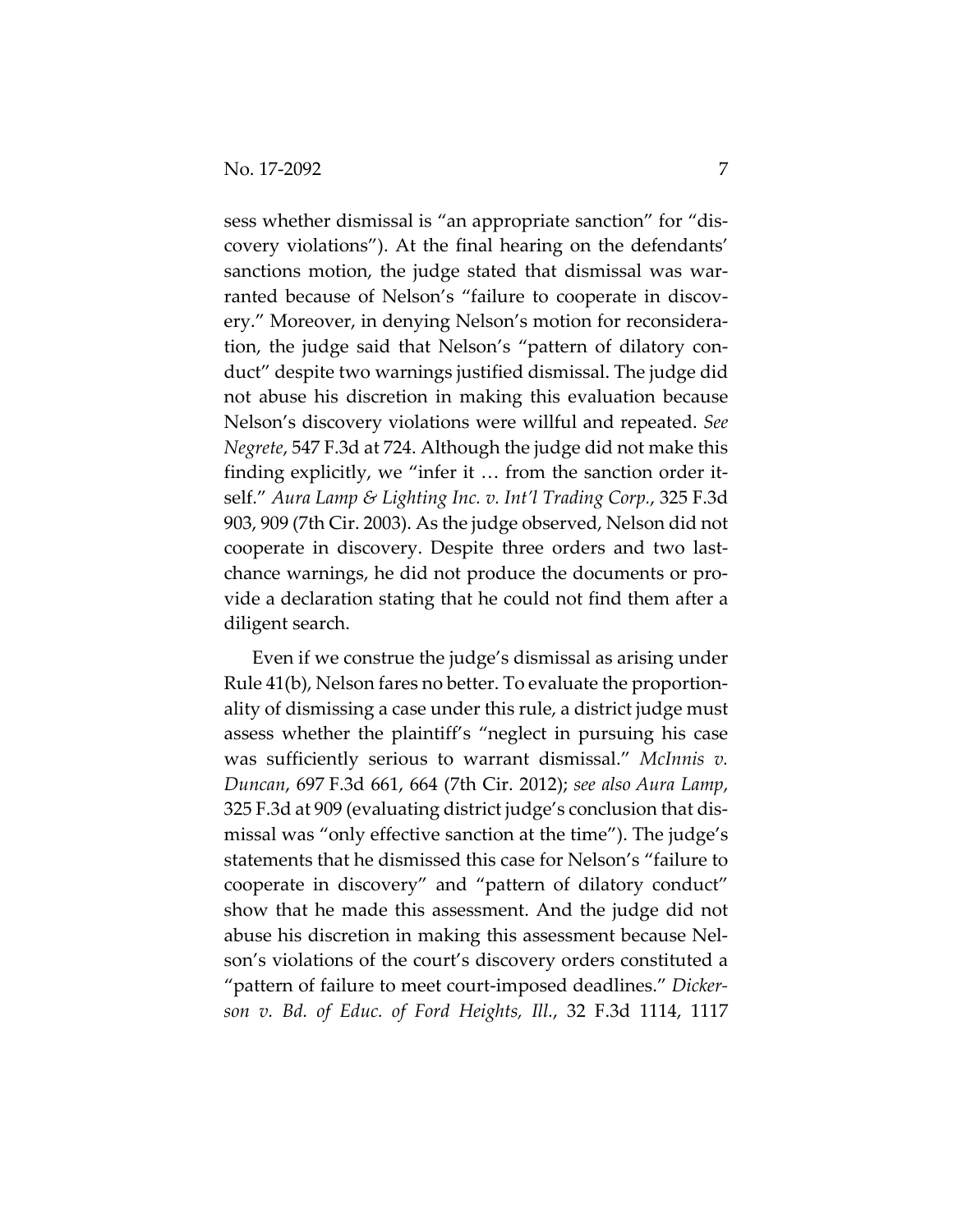sess whether dismissal is "an appropriate sanction" for "discovery violations"). At the final hearing on the defendants' sanctions motion, the judge stated that dismissal was warranted because of Nelson's "failure to cooperate in discovery." Moreover, in denying Nelson's motion for reconsideration, the judge said that Nelson's "pattern of dilatory conduct" despite two warnings justified dismissal. The judge did not abuse his discretion in making this evaluation because Nelson's discovery violations were willful and repeated. *See Negrete*, 547 F.3d at 724. Although the judge did not make this finding explicitly, we "infer it … from the sanction order itself." *Aura Lamp & Lighting Inc. v. Int'l Trading Corp.*, 325 F.3d 903, 909 (7th Cir. 2003). As the judge observed, Nelson did not cooperate in discovery. Despite three orders and two last-chance warnings, he did not produce the documents or provide a declaration stating that he could not find them after a diligent search.

Even if we construe the judge's dismissal as arising under Rule 41(b), Nelson fares no better. To evaluate the proportionality of dismissing a case under this rule, a district judge must assess whether the plaintiff's "neglect in pursuing his case was sufficiently serious to warrant dismissal." *McInnis v. Duncan*, 697 F.3d 661, 664 (7th Cir. 2012); *see also Aura Lamp*, 325 F.3d at 909 (evaluating district judge's conclusion that dismissal was "only effective sanction at the time"). The judge's statements that he dismissed this case for Nelson's "failure to cooperate in discovery" and "pattern of dilatory conduct" show that he made this assessment. And the judge did not abuse his discretion in making this assessment because Nelson's violations of the court's discovery orders constituted a "pattern of failure to meet court-imposed deadlines." *Dickerson v. Bd. of Educ. of Ford Heights, Ill.*, 32 F.3d 1114, 1117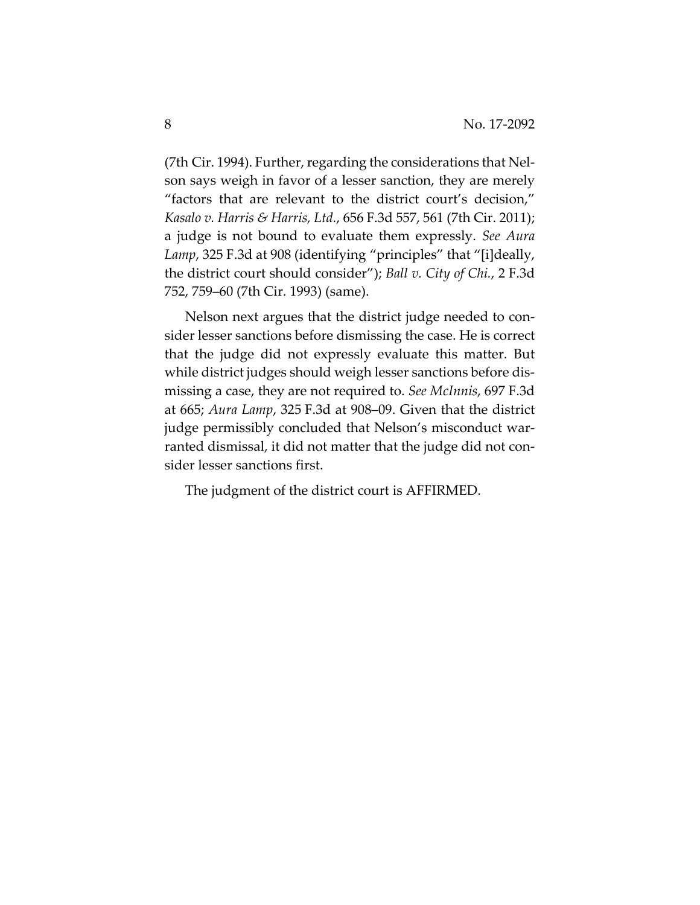(7th Cir. 1994). Further, regarding the considerations that Nelson says weigh in favor of a lesser sanction, they are merely "factors that are relevant to the district court's decision," *Kasalo v. Harris & Harris, Ltd.*, 656 F.3d 557, 561 (7th Cir. 2011); a judge is not bound to evaluate them expressly. *See Aura Lamp*, 325 F.3d at 908 (identifying "principles" that "[i]deally, the district court should consider"); *Ball v. City of Chi.*, 2 F.3d 752, 759–60 (7th Cir. 1993) (same).

Nelson next argues that the district judge needed to consider lesser sanctions before dismissing the case. He is correct that the judge did not expressly evaluate this matter. But while district judges should weigh lesser sanctions before dismissing a case, they are not required to. *See McInnis*, 697 F.3d at 665; *Aura Lamp*, 325 F.3d at 908–09. Given that the district judge permissibly concluded that Nelson's misconduct warranted dismissal, it did not matter that the judge did not consider lesser sanctions first.

The judgment of the district court is AFFIRMED.